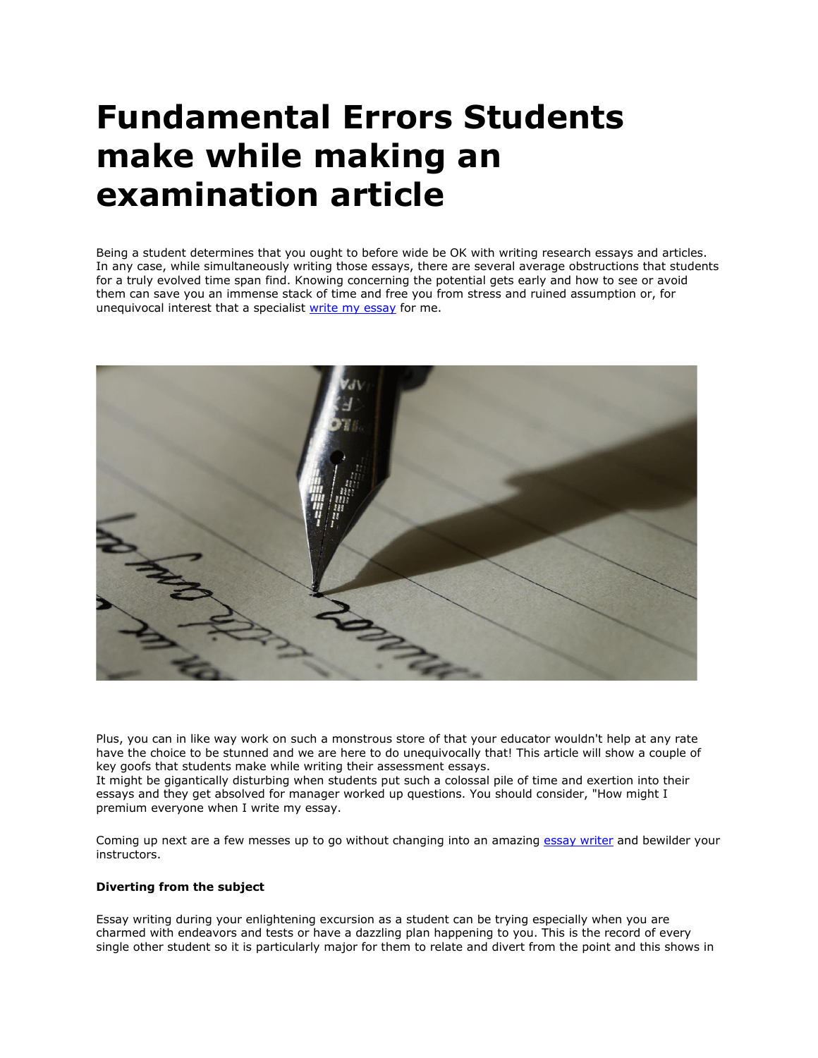# Fundamental Errors Students make while making an examination article

Being a student determines that you ought to before wide be OK with writing research essays and articles. In any case, while simultaneously writing those essays, there are several average obstructions that students for a truly evolved time span find. Knowing concerning the potential gets early and how to see or avoid them can save you an immense stack of time and free you from stress and ruined assumption or, for unequivocal interest that a specialist [write my essay] for me.

Plus, you can in like way work on such a monstrous store of that your educator wouldn't help at any rate have the choice to be stunned and we are here to do unequivocally that! This article will show a couple of key goofs that students make while writing their assessment essays.
It might be gigantically disturbing when students put such a colossal pile of time and exertion into their essays and they get absolved for manager worked up questions. You should consider, "How might I premium everyone when I write my essay.

Coming up next are a few messes up to go without changing into an amazing [essay writer] and bewilder your instructors.

**Diverting from the subject**

Essay writing during your enlightening excursion as a student can be trying especially when you are charmed with endeavors and tests or have a dazzling plan happening to you. This is the record of every single other student so it is particularly major for them to relate and divert from the point and this shows in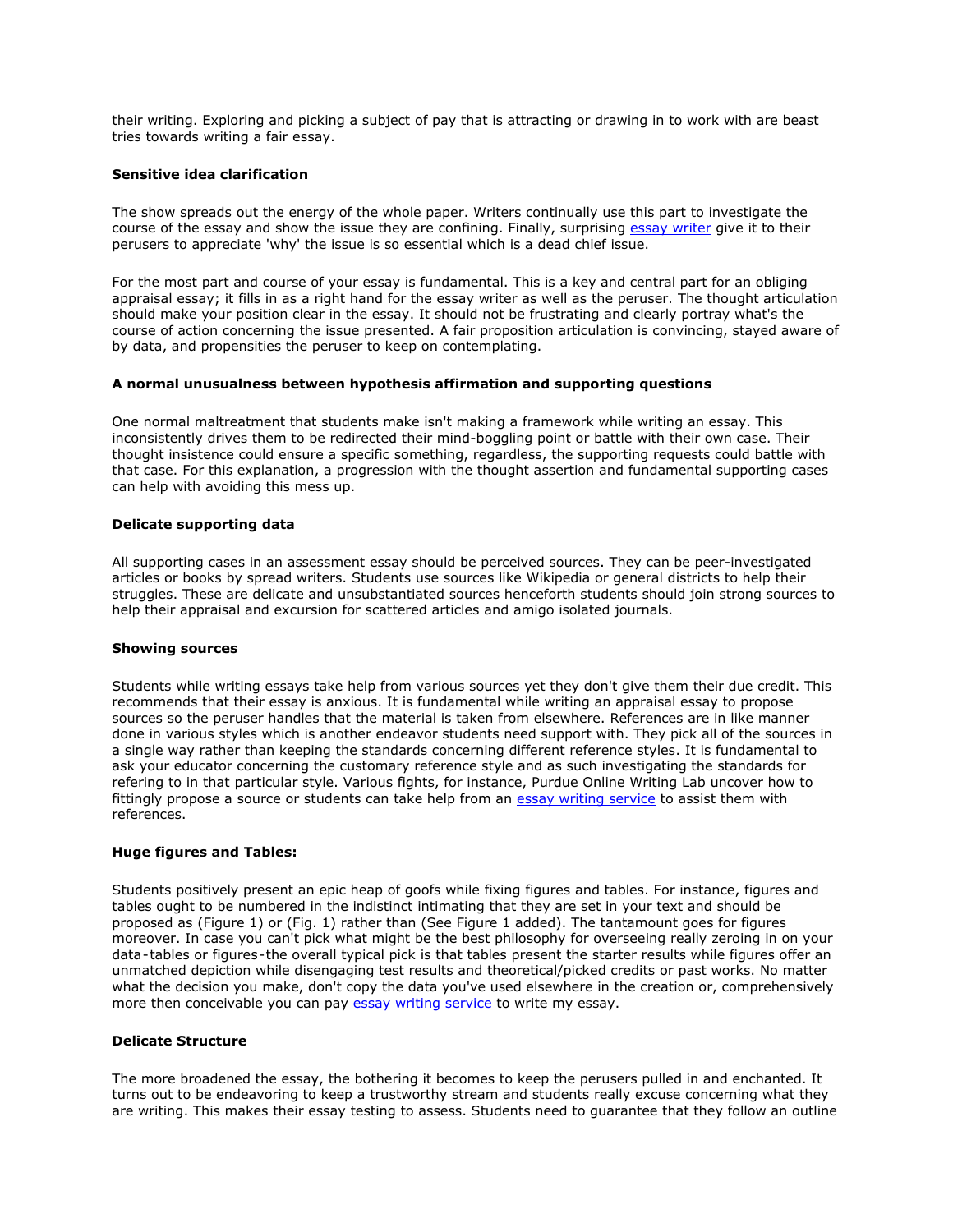their writing. Exploring and picking a subject of pay that is attracting or drawing in to work with are beast tries towards writing a fair essay.

**Sensitive idea clarification**

The show spreads out the energy of the whole paper. Writers continually use this part to investigate the course of the essay and show the issue they are confining. Finally, surprising [essay writer] give it to their perusers to appreciate 'why' the issue is so essential which is a dead chief issue.

For the most part and course of your essay is fundamental. This is a key and central part for an obliging appraisal essay; it fills in as a right hand for the essay writer as well as the peruser. The thought articulation should make your position clear in the essay. It should not be frustrating and clearly portray what's the course of action concerning the issue presented. A fair proposition articulation is convincing, stayed aware of by data, and propensities the peruser to keep on contemplating.

**A normal unusualness between hypothesis affirmation and supporting questions**

One normal maltreatment that students make isn't making a framework while writing an essay. This inconsistently drives them to be redirected their mind-boggling point or battle with their own case. Their thought insistence could ensure a specific something, regardless, the supporting requests could battle with that case. For this explanation, a progression with the thought assertion and fundamental supporting cases can help with avoiding this mess up.

**Delicate supporting data**

All supporting cases in an assessment essay should be perceived sources. They can be peer-investigated articles or books by spread writers. Students use sources like Wikipedia or general districts to help their struggles. These are delicate and unsubstantiated sources henceforth students should join strong sources to help their appraisal and excursion for scattered articles and amigo isolated journals.

**Showing sources**

Students while writing essays take help from various sources yet they don't give them their due credit. This recommends that their essay is anxious. It is fundamental while writing an appraisal essay to propose sources so the peruser handles that the material is taken from elsewhere. References are in like manner done in various styles which is another endeavor students need support with. They pick all of the sources in a single way rather than keeping the standards concerning different reference styles. It is fundamental to ask your educator concerning the customary reference style and as such investigating the standards for refering to in that particular style. Various fights, for instance, Purdue Online Writing Lab uncover how to fittingly propose a source or students can take help from an [essay writing service] to assist them with references.

**Huge figures and Tables:**

Students positively present an epic heap of goofs while fixing figures and tables. For instance, figures and tables ought to be numbered in the indistinct intimating that they are set in your text and should be proposed as (Figure 1) or (Fig. 1) rather than (See Figure 1 added). The tantamount goes for figures moreover. In case you can't pick what might be the best philosophy for overseeing really zeroing in on your data-tables or figures-the overall typical pick is that tables present the starter results while figures offer an unmatched depiction while disengaging test results and theoretical/picked credits or past works. No matter what the decision you make, don't copy the data you've used elsewhere in the creation or, comprehensively more then conceivable you can pay [essay writing service] to write my essay.

**Delicate Structure**

The more broadened the essay, the bothering it becomes to keep the perusers pulled in and enchanted. It turns out to be endeavoring to keep a trustworthy stream and students really excuse concerning what they are writing. This makes their essay testing to assess. Students need to guarantee that they follow an outline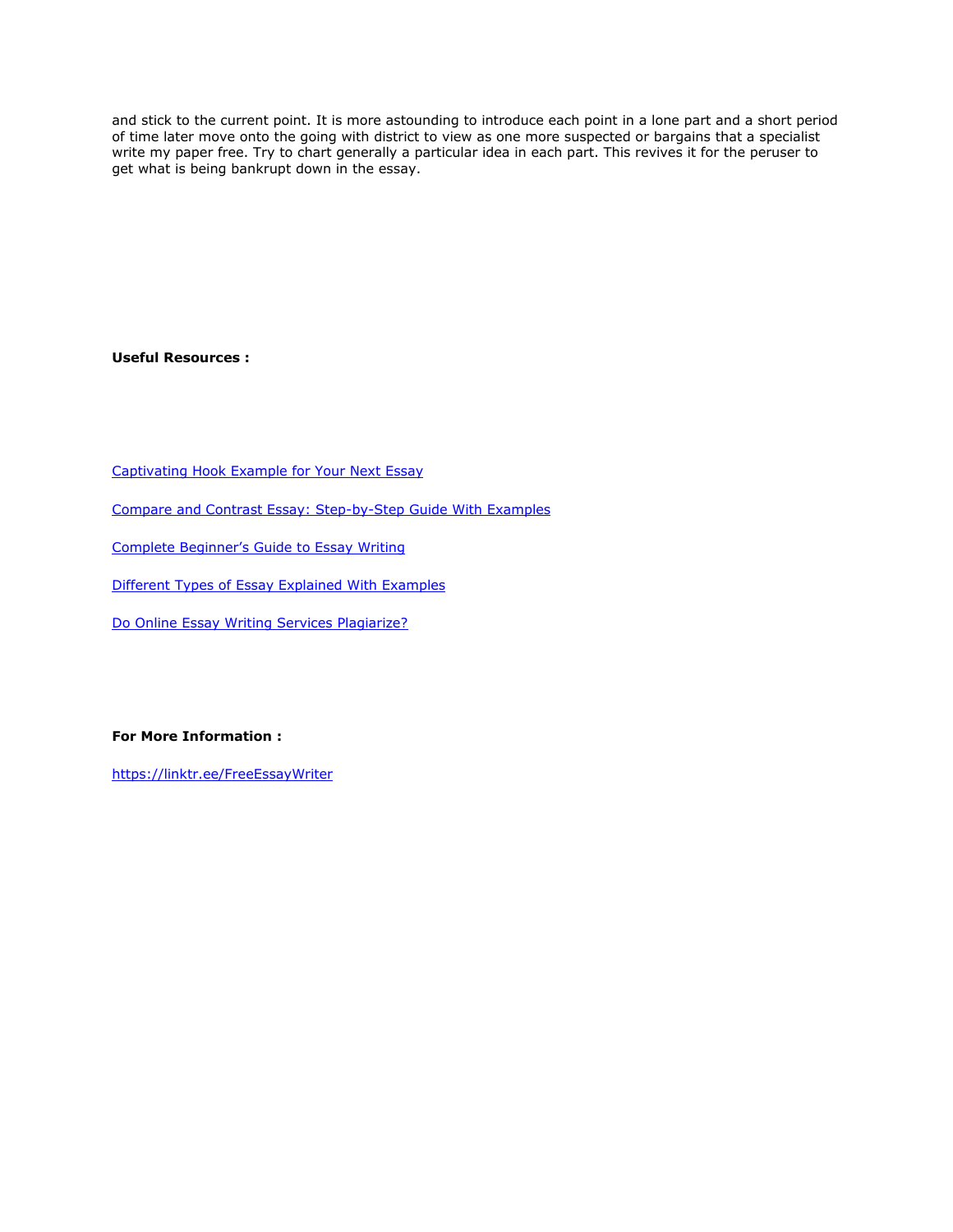and stick to the current point. It is more astounding to introduce each point in a lone part and a short period of time later move onto the going with district to view as one more suspected or bargains that a specialist write my paper free. Try to chart generally a particular idea in each part. This revives it for the peruser to get what is being bankrupt down in the essay.

**Useful Resources :**

[Captivating Hook Example for Your Next Essay]

[Compare and Contrast Essay: Step-by-Step Guide With Examples]

[Complete Beginner's Guide to Essay Writing]

[Different Types of Essay Explained With Examples]

[Do Online Essay Writing Services Plagiarize?]

**For More Information :**

https://linktr.ee/FreeEssayWriter